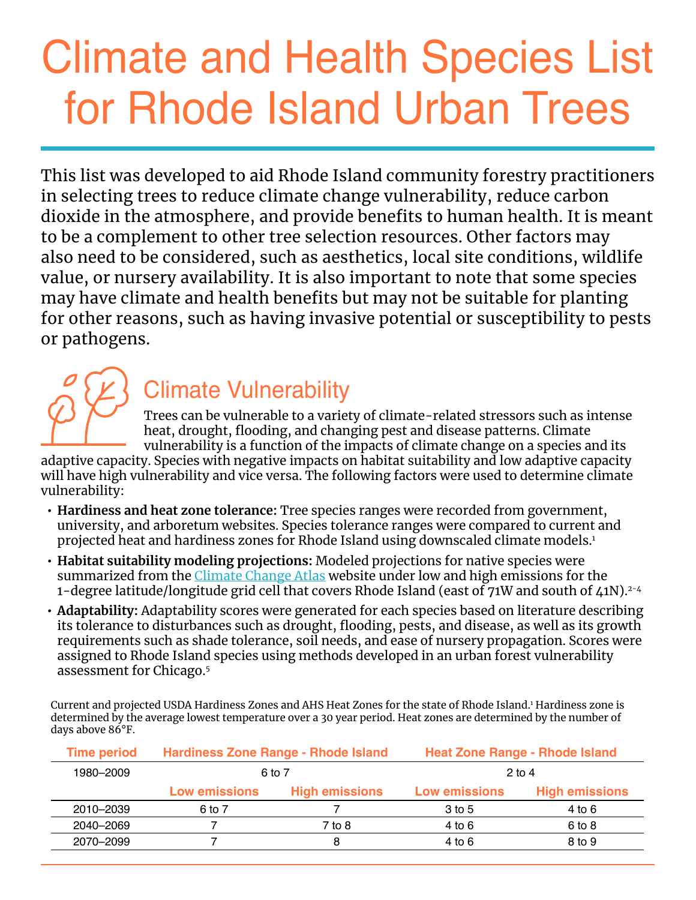# Climate and Health Species List for Rhode Island Urban Trees

This list was developed to aid Rhode Island community forestry practitioners in selecting trees to reduce climate change vulnerability, reduce carbon dioxide in the atmosphere, and provide benefits to human health. It is meant to be a complement to other tree selection resources. Other factors may also need to be considered, such as aesthetics, local site conditions, wildlife value, or nursery availability. It is also important to note that some species may have climate and health benefits but may not be suitable for planting for other reasons, such as having invasive potential or susceptibility to pests or pathogens.

## Climate Vulnerability

Trees can be vulnerable to a variety of climate-related stressors such as intense heat, drought, flooding, and changing pest and disease patterns. Climate vulnerability is a function of the impacts of climate change on a species and its adaptive capacity. Species with negative impacts on habitat suitability and low adaptive capacity will have high vulnerability and vice versa. The following factors were used to determine climate vulnerability:

- **Hardiness and heat zone tolerance:** Tree species ranges were recorded from government, university, and arboretum websites. Species tolerance ranges were compared to current and projected heat and hardiness zones for Rhode Island using downscaled climate models.[1]
- **Habitat suitability modeling projections:** Modeled projections for native species were summarized from the Climate Change Atlas website under low and high emissions for the 1-degree latitude/longitude grid cell that covers Rhode Island (east of 71W and south of 41N).[2-4]
- **Adaptability:** Adaptability scores were generated for each species based on literature describing its tolerance to disturbances such as drought, flooding, pests, and disease, as well as its growth requirements such as shade tolerance, soil needs, and ease of nursery propagation. Scores were assigned to Rhode Island species using methods developed in an urban forest vulnerability assessment for Chicago.[5]

Current and projected USDA Hardiness Zones and AHS Heat Zones for the state of Rhode Island.[1] Hardiness zone is determined by the average lowest temperature over a 30 year period. Heat zones are determined by the number of days above 86°F.

| Time period | Hardiness Zone Range - Rhode Island | | Heat Zone Range - Rhode Island | |
|---|---|---|---|---|
| 1980–2009 | 6 to 7 | | 2 to 4 | |
| | Low emissions | High emissions | Low emissions | High emissions |
| 2010–2039 | 6 to 7 | 7 | 3 to 5 | 4 to 6 |
| 2040–2069 | 7 | 7 to 8 | 4 to 6 | 6 to 8 |
| 2070–2099 | 7 | 8 | 4 to 6 | 8 to 9 |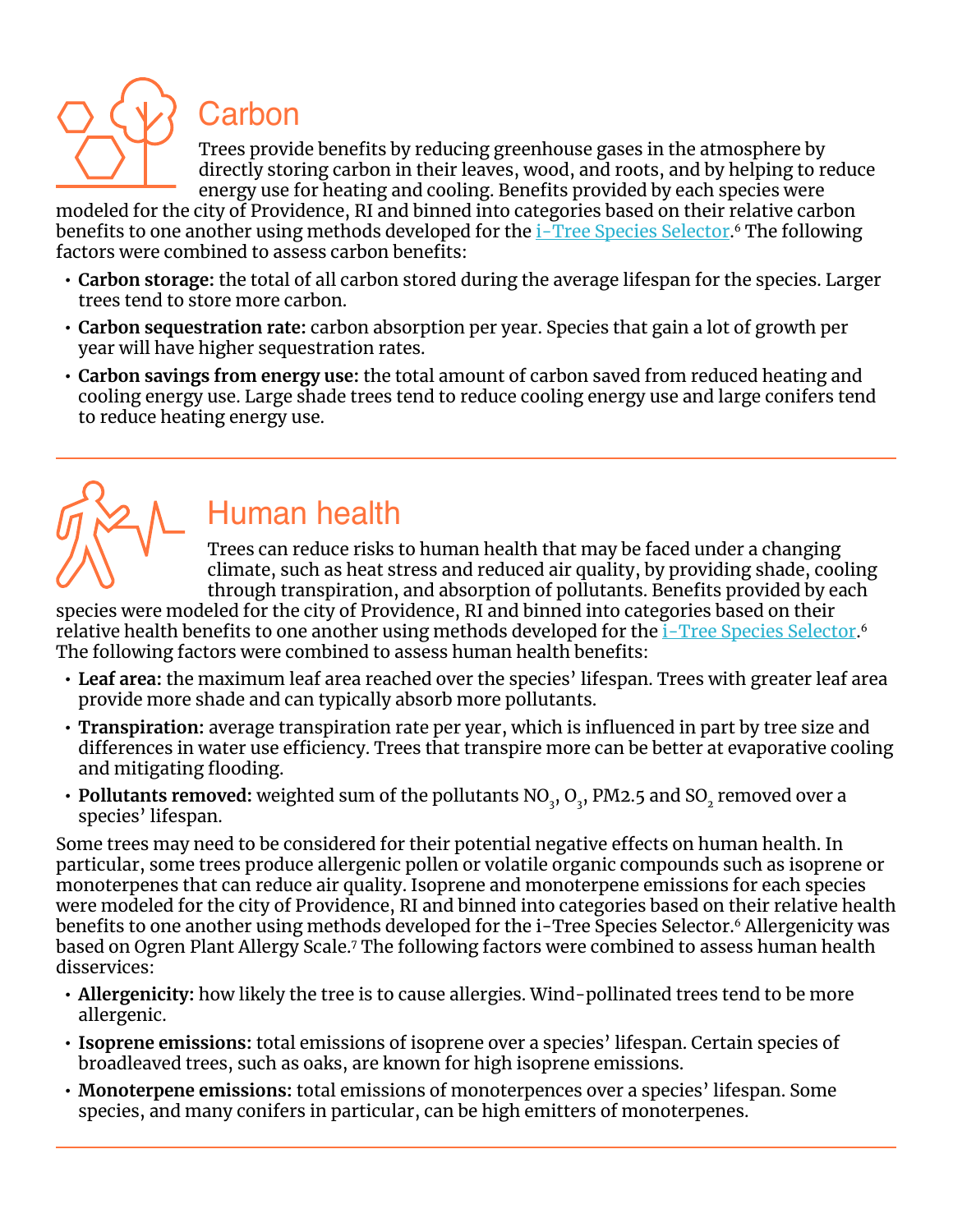## Carbon

Trees provide benefits by reducing greenhouse gases in the atmosphere by directly storing carbon in their leaves, wood, and roots, and by helping to reduce energy use for heating and cooling. Benefits provided by each species were modeled for the city of Providence, RI and binned into categories based on their relative carbon benefits to one another using methods developed for the i-Tree Species Selector.[6] The following factors were combined to assess carbon benefits:

- **Carbon storage:** the total of all carbon stored during the average lifespan for the species. Larger trees tend to store more carbon.
- **Carbon sequestration rate:** carbon absorption per year. Species that gain a lot of growth per year will have higher sequestration rates.
- **Carbon savings from energy use:** the total amount of carbon saved from reduced heating and cooling energy use. Large shade trees tend to reduce cooling energy use and large conifers tend to reduce heating energy use.

## Human health

Trees can reduce risks to human health that may be faced under a changing climate, such as heat stress and reduced air quality, by providing shade, cooling through transpiration, and absorption of pollutants. Benefits provided by each species were modeled for the city of Providence, RI and binned into categories based on their relative health benefits to one another using methods developed for the i-Tree Species Selector.[6] The following factors were combined to assess human health benefits:

- **Leaf area:** the maximum leaf area reached over the species' lifespan. Trees with greater leaf area provide more shade and can typically absorb more pollutants.
- **Transpiration:** average transpiration rate per year, which is influenced in part by tree size and differences in water use efficiency. Trees that transpire more can be better at evaporative cooling and mitigating flooding.
- **Pollutants removed:** weighted sum of the pollutants $NO_3$, $O_3$, PM2.5 and $SO_2$ removed over a species' lifespan.

Some trees may need to be considered for their potential negative effects on human health. In particular, some trees produce allergenic pollen or volatile organic compounds such as isoprene or monoterpenes that can reduce air quality. Isoprene and monoterpene emissions for each species were modeled for the city of Providence, RI and binned into categories based on their relative health benefits to one another using methods developed for the i-Tree Species Selector.[6] Allergenicity was based on Ogren Plant Allergy Scale.[7] The following factors were combined to assess human health disservices:

- **Allergenicity:** how likely the tree is to cause allergies. Wind-pollinated trees tend to be more allergenic.
- **Isoprene emissions:** total emissions of isoprene over a species' lifespan. Certain species of broadleaved trees, such as oaks, are known for high isoprene emissions.
- **Monoterpene emissions:** total emissions of monoterpences over a species' lifespan. Some species, and many conifers in particular, can be high emitters of monoterpenes.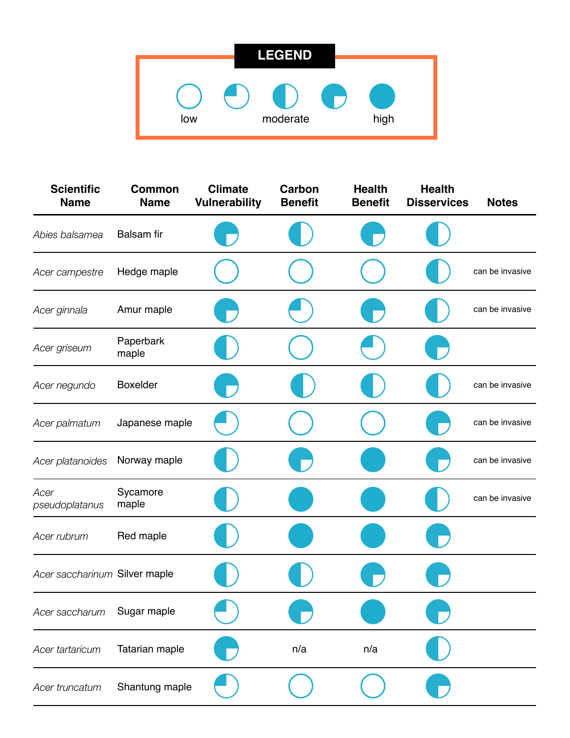**LEGEND**

| ○ | ◔ | ◑ | ◕ | ● |
|---|---|---|---|---|
| low | | moderate | | high |

| Scientific Name | Common Name | Climate Vulnerability | Carbon Benefit | Health Benefit | Health Disservices | Notes |
|---|---|---|---|---|---|---|
| *Abies balsamea* | Balsam fir | ◕ | ◑ | ◕ | ◑ | |
| *Acer campestre* | Hedge maple | ○ | ○ | ○ | ◑ | can be invasive |
| *Acer ginnala* | Amur maple | ◕ | ◔ | ◕ | ◑ | can be invasive |
| *Acer griseum* | Paperbark maple | ◑ | ○ | ◔ | ◕ | |
| *Acer negundo* | Boxelder | ◕ | ◑ | ◑ | ◑ | can be invasive |
| *Acer palmatum* | Japanese maple | ◔ | ○ | ○ | ◕ | can be invasive |
| *Acer platanoides* | Norway maple | ◑ | ◕ | ● | ◕ | can be invasive |
| *Acer pseudoplatanus* | Sycamore maple | ◑ | ● | ● | ◑ | can be invasive |
| *Acer rubrum* | Red maple | ◑ | ● | ● | ◕ | |
| *Acer saccharinum* | Silver maple | ◑ | ◑ | ◕ | ◕ | |
| *Acer saccharum* | Sugar maple | ◔ | ◕ | ● | ◕ | |
| *Acer tartaricum* | Tatarian maple | ◕ | n/a | n/a | ◑ | |
| *Acer truncatum* | Shantung maple | ◔ | ○ | ○ | ◕ | |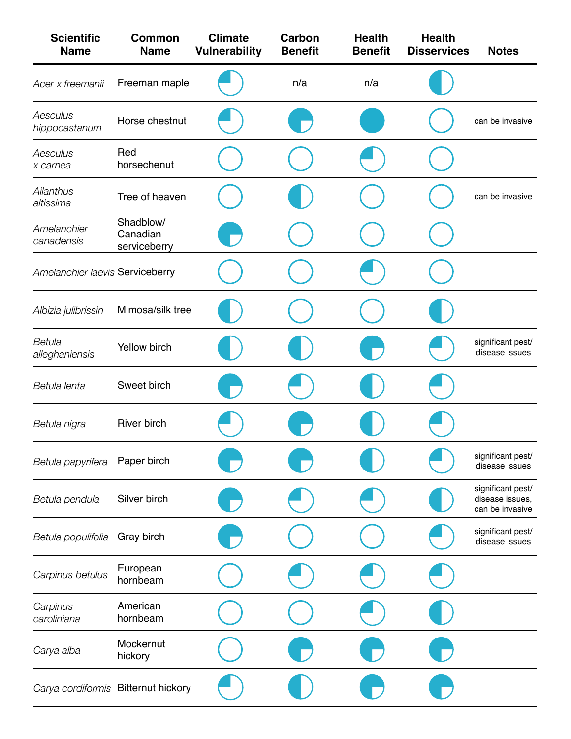| Scientific Name | Common Name | Climate Vulnerability | Carbon Benefit | Health Benefit | Health Disservices | Notes |
|---|---|---|---|---|---|---|
| *Acer x freemanii* | Freeman maple | ◔ | n/a | n/a | ◑ | |
| *Aesculus hippocastanum* | Horse chestnut | ◔ | ◕ | ● | ○ | can be invasive |
| *Aesculus x carnea* | Red horsechenut | ○ | ○ | ◔ | ○ | |
| *Ailanthus altissima* | Tree of heaven | ○ | ◑ | ○ | ○ | can be invasive |
| *Amelanchier canadensis* | Shadblow/ Canadian serviceberry | ◕ | ○ | ○ | ○ | |
| *Amelanchier laevis* | Serviceberry | ○ | ○ | ◔ | ○ | |
| *Albizia julibrissin* | Mimosa/silk tree | ◑ | ○ | ○ | ◑ | |
| *Betula alleghaniensis* | Yellow birch | ◑ | ◑ | ◕ | ◔ | significant pest/ disease issues |
| *Betula lenta* | Sweet birch | ◕ | ◔ | ◑ | ◔ | |
| *Betula nigra* | River birch | ◔ | ◕ | ◑ | ◔ | |
| *Betula papyrifera* | Paper birch | ◕ | ◕ | ◑ | ◔ | significant pest/ disease issues |
| *Betula pendula* | Silver birch | ◕ | ◔ | ◔ | ◑ | significant pest/ disease issues, can be invasive |
| *Betula populifolia* | Gray birch | ◕ | ○ | ○ | ◔ | significant pest/ disease issues |
| *Carpinus betulus* | European hornbeam | ○ | ◔ | ◔ | ◔ | |
| *Carpinus caroliniana* | American hornbeam | ○ | ○ | ◔ | ◑ | |
| *Carya alba* | Mockernut hickory | ○ | ◕ | ◕ | ◕ | |
| *Carya cordiformis* | Bitternut hickory | ◔ | ◑ | ◕ | ◕ | |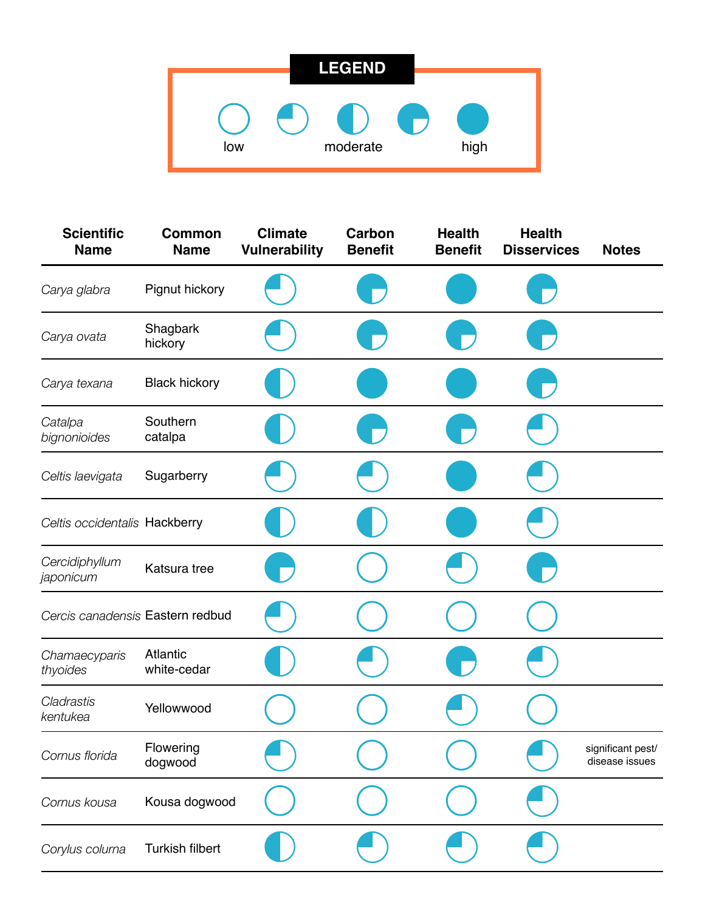**LEGEND**

○ low — ◔ — ◑ moderate — ◕ — ● high

| Scientific Name | Common Name | Climate Vulnerability | Carbon Benefit | Health Benefit | Health Disservices | Notes |
|---|---|---|---|---|---|---|
| *Carya glabra* | Pignut hickory | ◔ | ◕ | ● | ◕ | |
| *Carya ovata* | Shagbark hickory | ◔ | ◕ | ◕ | ◕ | |
| *Carya texana* | Black hickory | ◑ | ● | ● | ◕ | |
| *Catalpa bignonioides* | Southern catalpa | ◑ | ◕ | ◕ | ◔ | |
| *Celtis laevigata* | Sugarberry | ◔ | ◔ | ● | ◔ | |
| *Celtis occidentalis* | Hackberry | ◑ | ◑ | ● | ◔ | |
| *Cercidiphyllum japonicum* | Katsura tree | ◕ | ○ | ◔ | ◕ | |
| *Cercis canadensis* | Eastern redbud | ◔ | ○ | ○ | ○ | |
| *Chamaecyparis thyoides* | Atlantic white-cedar | ◑ | ◔ | ◕ | ◔ | |
| *Cladrastis kentukea* | Yellowwood | ○ | ○ | ◔ | ○ | |
| *Cornus florida* | Flowering dogwood | ◔ | ○ | ○ | ◔ | significant pest/ disease issues |
| *Cornus kousa* | Kousa dogwood | ○ | ○ | ○ | ◔ | |
| *Corylus colurna* | Turkish filbert | ◑ | ◔ | ◔ | ◔ | |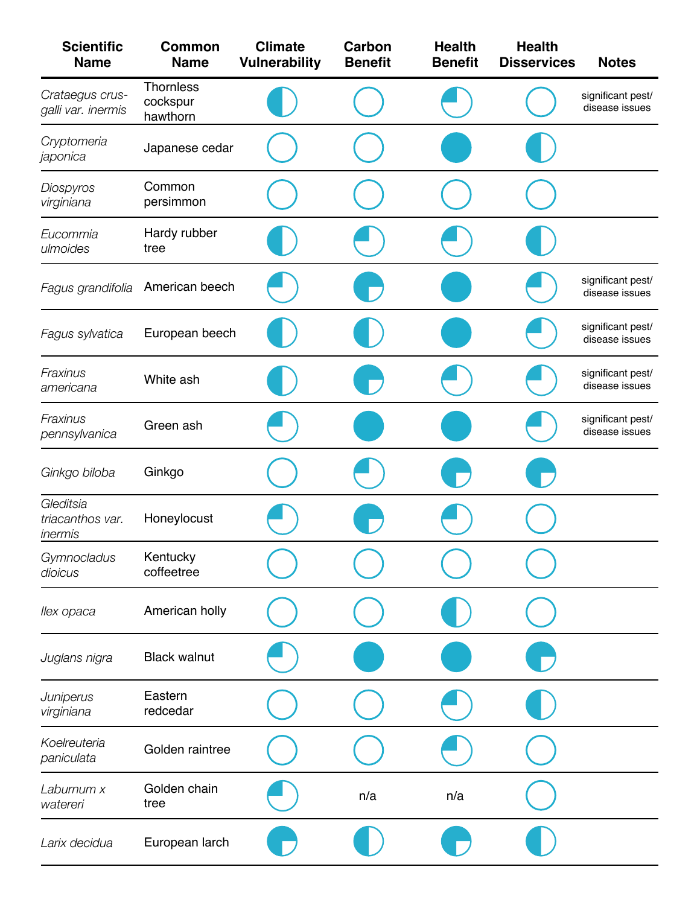| Scientific Name | Common Name | Climate Vulnerability | Carbon Benefit | Health Benefit | Health Disservices | Notes |
|---|---|---|---|---|---|---|
| *Crataegus crus-galli var. inermis* | Thornless cockspur hawthorn | ◑ | ○ | ◔ | ○ | significant pest/ disease issues |
| *Cryptomeria japonica* | Japanese cedar | ○ | ○ | ● | ◑ | |
| *Diospyros virginiana* | Common persimmon | ○ | ○ | ○ | ○ | |
| *Eucommia ulmoides* | Hardy rubber tree | ◑ | ◔ | ◔ | ◑ | |
| *Fagus grandifolia* | American beech | ◔ | ◕ | ● | ◔ | significant pest/ disease issues |
| *Fagus sylvatica* | European beech | ◑ | ◑ | ● | ◔ | significant pest/ disease issues |
| *Fraxinus americana* | White ash | ◑ | ◕ | ◔ | ◔ | significant pest/ disease issues |
| *Fraxinus pennsylvanica* | Green ash | ◔ | ● | ● | ◔ | significant pest/ disease issues |
| *Ginkgo biloba* | Ginkgo | ○ | ◔ | ◕ | ◕ | |
| *Gleditsia triacanthos var. inermis* | Honeylocust | ◔ | ◕ | ◔ | ○ | |
| *Gymnocladus dioicus* | Kentucky coffeetree | ○ | ○ | ○ | ○ | |
| *Ilex opaca* | American holly | ○ | ○ | ◑ | ○ | |
| *Juglans nigra* | Black walnut | ◔ | ● | ● | ◕ | |
| *Juniperus virginiana* | Eastern redcedar | ○ | ○ | ◔ | ◑ | |
| *Koelreuteria paniculata* | Golden raintree | ○ | ○ | ◔ | ○ | |
| *Laburnum x watereri* | Golden chain tree | ◔ | n/a | n/a | ○ | |
| *Larix decidua* | European larch | ◕ | ◑ | ◕ | ◑ | |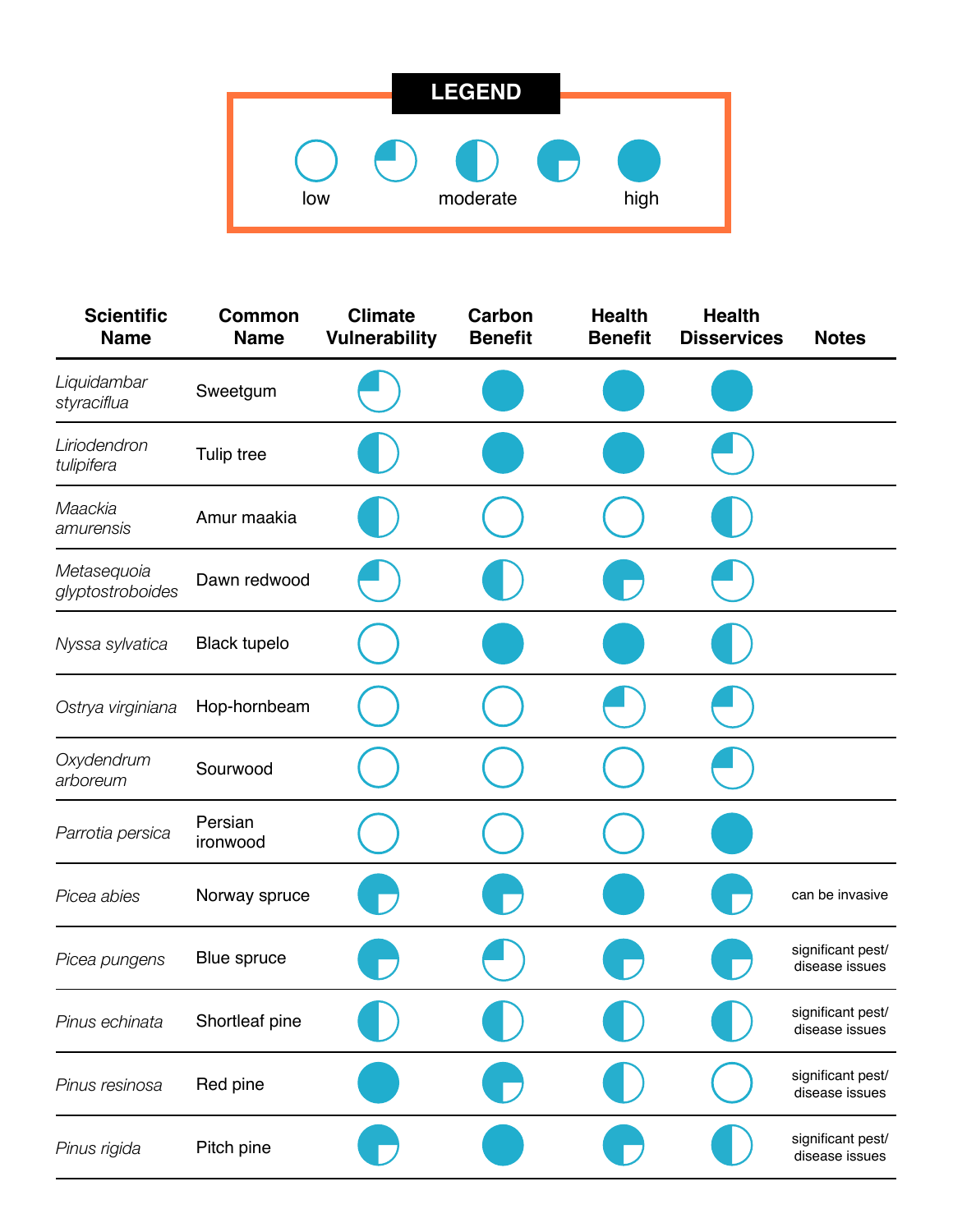## LEGEND

| Symbol | Meaning |
|---|---|
| ○ (empty circle) | low |
| ◔ (quarter circle) | |
| ◑ (half circle) | moderate |
| ◕ (three-quarter circle) | |
| ● (full circle) | high |

| Scientific Name | Common Name | Climate Vulnerability | Carbon Benefit | Health Benefit | Health Disservices | Notes |
|---|---|---|---|---|---|---|
| *Liquidambar styraciflua* | Sweetgum | ◔ | ● | ● | ● | |
| *Liriodendron tulipifera* | Tulip tree | ◑ | ● | ● | ◔ | |
| *Maackia amurensis* | Amur maakia | ◑ | ○ | ○ | ◑ | |
| *Metasequoia glyptostroboides* | Dawn redwood | ◔ | ◑ | ◕ | ◔ | |
| *Nyssa sylvatica* | Black tupelo | ○ | ● | ● | ◑ | |
| *Ostrya virginiana* | Hop-hornbeam | ○ | ○ | ◔ | ◔ | |
| *Oxydendrum arboreum* | Sourwood | ○ | ○ | ○ | ◔ | |
| *Parrotia persica* | Persian ironwood | ○ | ○ | ○ | ● | |
| *Picea abies* | Norway spruce | ◕ | ◕ | ● | ◕ | can be invasive |
| *Picea pungens* | Blue spruce | ◕ | ◔ | ◕ | ◕ | significant pest/ disease issues |
| *Pinus echinata* | Shortleaf pine | ◑ | ◑ | ◑ | ◑ | significant pest/ disease issues |
| *Pinus resinosa* | Red pine | ● | ◕ | ◑ | ○ | significant pest/ disease issues |
| *Pinus rigida* | Pitch pine | ◕ | ● | ◕ | ◑ | significant pest/ disease issues |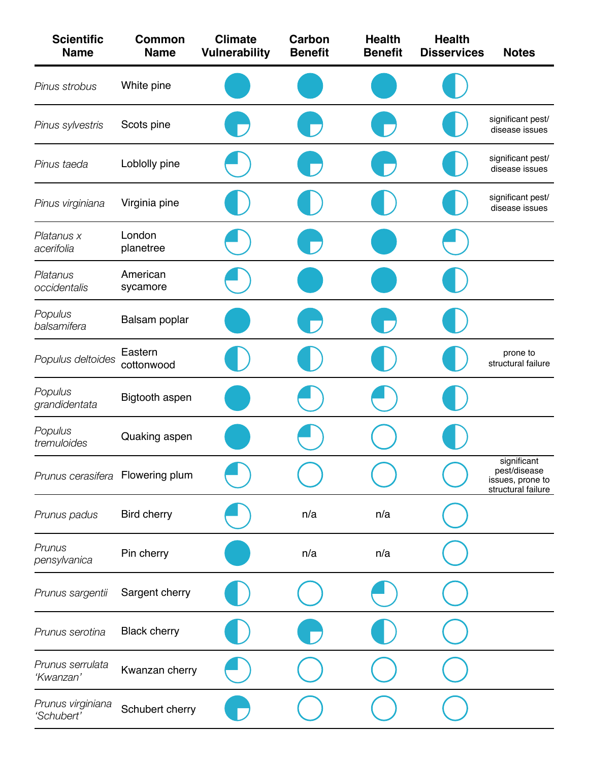| Scientific Name | Common Name | Climate Vulnerability | Carbon Benefit | Health Benefit | Health Disservices | Notes |
|---|---|---|---|---|---|---|
| *Pinus strobus* | White pine | ● | ● | ● | ◑ | |
| *Pinus sylvestris* | Scots pine | ◕ | ◕ | ◕ | ◑ | significant pest/ disease issues |
| *Pinus taeda* | Loblolly pine | ◔ | ◕ | ◕ | ◑ | significant pest/ disease issues |
| *Pinus virginiana* | Virginia pine | ◑ | ◑ | ◑ | ◑ | significant pest/ disease issues |
| *Platanus x acerifolia* | London planetree | ◔ | ◕ | ● | ◔ | |
| *Platanus occidentalis* | American sycamore | ◔ | ● | ● | ◑ | |
| *Populus balsamifera* | Balsam poplar | ● | ◕ | ◕ | ◑ | |
| *Populus deltoides* | Eastern cottonwood | ◑ | ◑ | ◑ | ◑ | prone to structural failure |
| *Populus grandidentata* | Bigtooth aspen | ● | ◔ | ◔ | ◑ | |
| *Populus tremuloides* | Quaking aspen | ● | ◔ | ○ | ◑ | |
| *Prunus cerasifera* | Flowering plum | ◔ | ○ | ○ | ○ | significant pest/disease issues, prone to structural failure |
| *Prunus padus* | Bird cherry | ◔ | n/a | n/a | ○ | |
| *Prunus pensylvanica* | Pin cherry | ● | n/a | n/a | ○ | |
| *Prunus sargentii* | Sargent cherry | ◑ | ○ | ◔ | ○ | |
| *Prunus serotina* | Black cherry | ◑ | ◕ | ◑ | ○ | |
| *Prunus serrulata 'Kwanzan'* | Kwanzan cherry | ◔ | ○ | ○ | ○ | |
| *Prunus virginiana 'Schubert'* | Schubert cherry | ◕ | ○ | ○ | ○ | |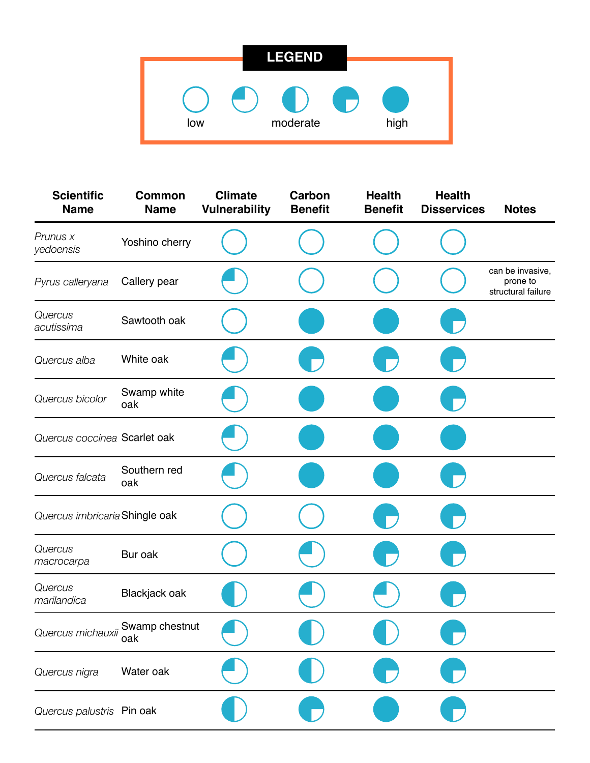## LEGEND

○ low — ◔ — ◑ moderate — ◕ — ● high

| Scientific Name | Common Name | Climate Vulnerability | Carbon Benefit | Health Benefit | Health Disservices | Notes |
|---|---|---|---|---|---|---|
| *Prunus x yedoensis* | Yoshino cherry | ○ | ○ | ○ | ○ | |
| *Pyrus calleryana* | Callery pear | ◔ | ○ | ○ | ○ | can be invasive, prone to structural failure |
| *Quercus acutissima* | Sawtooth oak | ○ | ● | ● | ◕ | |
| *Quercus alba* | White oak | ◔ | ◕ | ◕ | ◕ | |
| *Quercus bicolor* | Swamp white oak | ◔ | ● | ● | ◕ | |
| *Quercus coccinea* | Scarlet oak | ◔ | ● | ● | ● | |
| *Quercus falcata* | Southern red oak | ◔ | ● | ● | ◕ | |
| *Quercus imbricaria* | Shingle oak | ○ | ○ | ◕ | ◕ | |
| *Quercus macrocarpa* | Bur oak | ○ | ◔ | ◕ | ◕ | |
| *Quercus marilandica* | Blackjack oak | ◑ | ◔ | ◔ | ◕ | |
| *Quercus michauxii* | Swamp chestnut oak | ◔ | ◑ | ◑ | ◕ | |
| *Quercus nigra* | Water oak | ◔ | ◑ | ◕ | ◕ | |
| *Quercus palustris* | Pin oak | ◑ | ◕ | ● | ◕ | |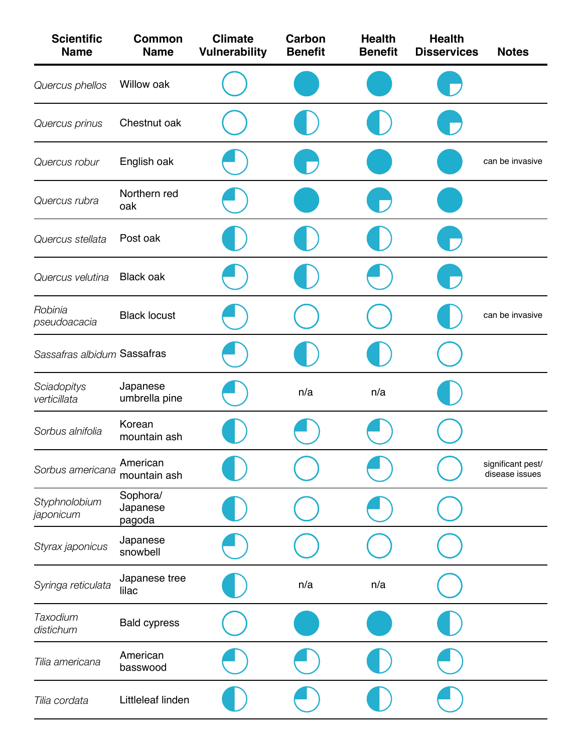| Scientific Name | Common Name | Climate Vulnerability | Carbon Benefit | Health Benefit | Health Disservices | Notes |
|---|---|---|---|---|---|---|
| *Quercus phellos* | Willow oak | ○ | ● | ● | ◕ | |
| *Quercus prinus* | Chestnut oak | ○ | ◑ | ◑ | ◕ | |
| *Quercus robur* | English oak | ◔ | ◕ | ● | ● | can be invasive |
| *Quercus rubra* | Northern red oak | ◔ | ● | ◕ | ● | |
| *Quercus stellata* | Post oak | ◑ | ◑ | ◑ | ◕ | |
| *Quercus velutina* | Black oak | ◔ | ◑ | ◔ | ◕ | |
| *Robinia pseudoacacia* | Black locust | ◔ | ○ | ○ | ◑ | can be invasive |
| *Sassafras albidum* | Sassafras | ◔ | ◑ | ◑ | ○ | |
| *Sciadopitys verticillata* | Japanese umbrella pine | ◔ | n/a | n/a | ◑ | |
| *Sorbus alnifolia* | Korean mountain ash | ◑ | ◔ | ◔ | ○ | |
| *Sorbus americana* | American mountain ash | ◑ | ○ | ◔ | ○ | significant pest/ disease issues |
| *Styphnolobium japonicum* | Sophora/ Japanese pagoda | ◑ | ○ | ◔ | ○ | |
| *Styrax japonicus* | Japanese snowbell | ◔ | ○ | ○ | ○ | |
| *Syringa reticulata* | Japanese tree lilac | ◑ | n/a | n/a | ○ | |
| *Taxodium distichum* | Bald cypress | ○ | ● | ● | ◑ | |
| *Tilia americana* | American basswood | ◔ | ◔ | ◑ | ◔ | |
| *Tilia cordata* | Littleleaf linden | ◑ | ◔ | ◑ | ◔ | |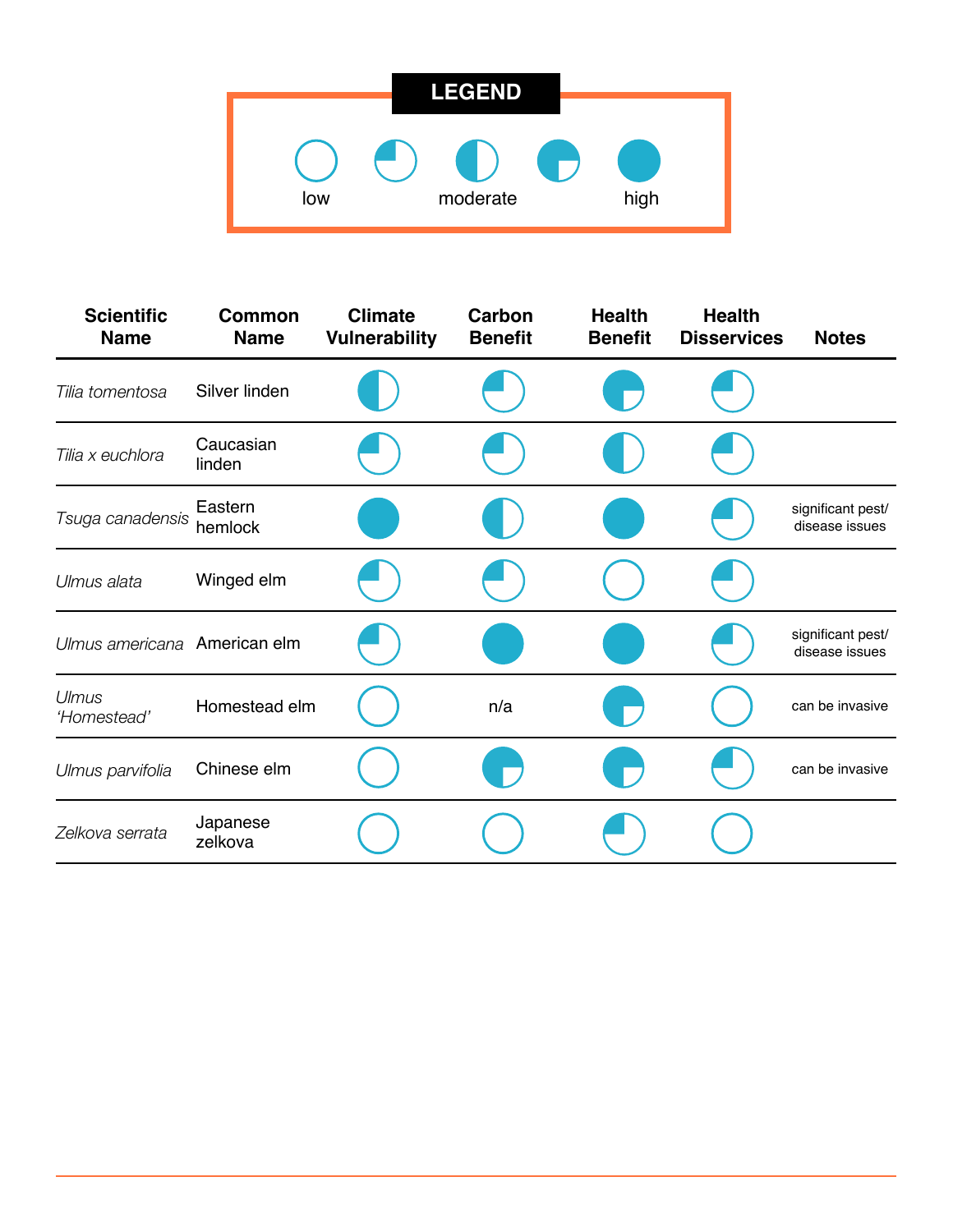**LEGEND**

| Symbol | Meaning |
|---|---|
| ○ (empty) | low |
| ◔ (quarter) | |
| ◑ (half) | moderate |
| ◕ (three-quarter) | |
| ● (full) | high |

| Scientific Name | Common Name | Climate Vulnerability | Carbon Benefit | Health Benefit | Health Disservices | Notes |
|---|---|---|---|---|---|---|
| *Tilia tomentosa* | Silver linden | ◑ | ◔ | ◕ | ◔ | |
| *Tilia x euchlora* | Caucasian linden | ◔ | ◔ | ◑ | ◔ | |
| *Tsuga canadensis* | Eastern hemlock | ● | ◑ | ● | ◔ | significant pest/ disease issues |
| *Ulmus alata* | Winged elm | ◔ | ◔ | ○ | ◔ | |
| *Ulmus americana* | American elm | ◔ | ● | ● | ◔ | significant pest/ disease issues |
| *Ulmus 'Homestead'* | Homestead elm | ○ | n/a | ◕ | ○ | can be invasive |
| *Ulmus parvifolia* | Chinese elm | ○ | ◕ | ◕ | ◔ | can be invasive |
| *Zelkova serrata* | Japanese zelkova | ○ | ○ | ◔ | ○ | |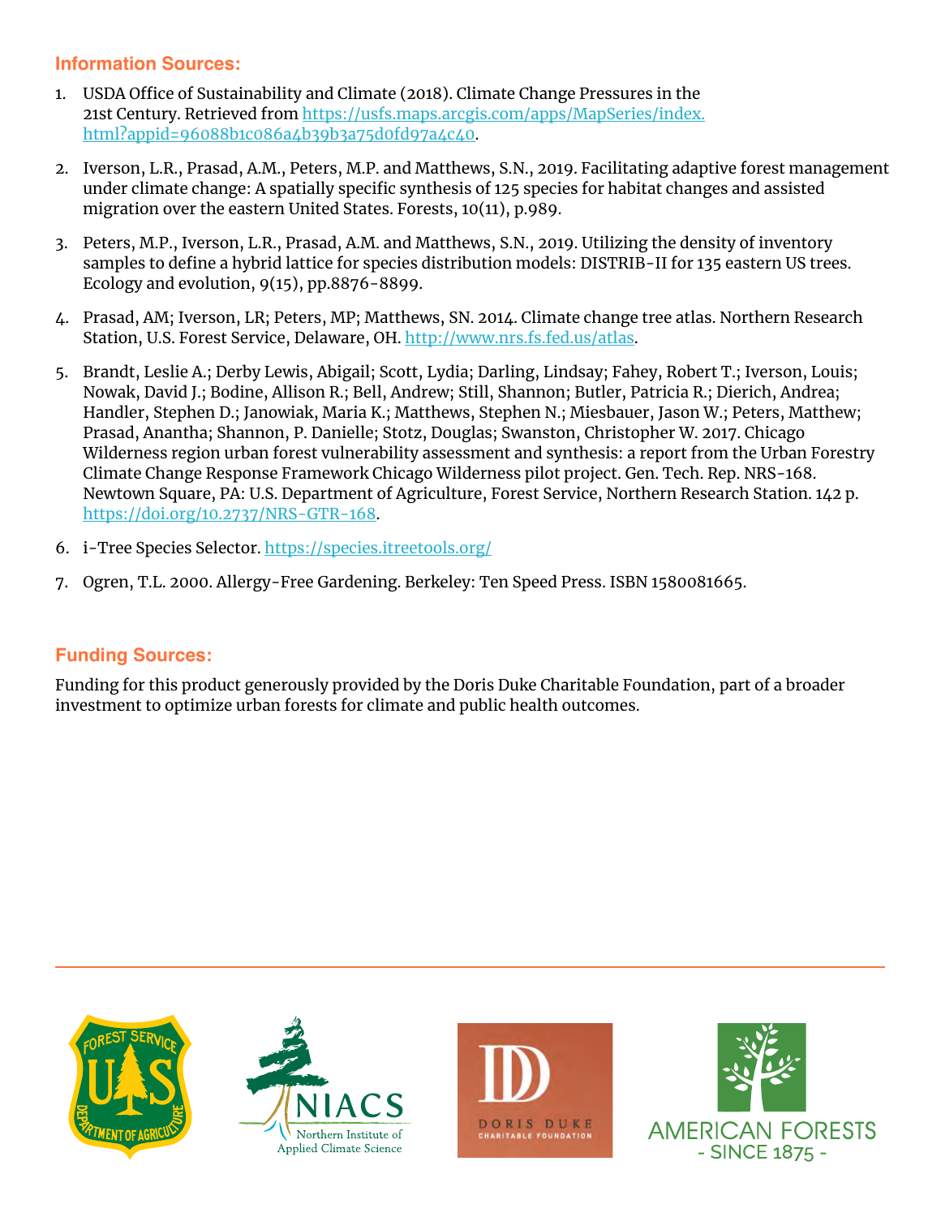## Information Sources:

1. USDA Office of Sustainability and Climate (2018). Climate Change Pressures in the 21st Century. Retrieved from https://usfs.maps.arcgis.com/apps/MapSeries/index.html?appid=96088b1c086a4b39b3a75d0fd97a4c40.

2. Iverson, L.R., Prasad, A.M., Peters, M.P. and Matthews, S.N., 2019. Facilitating adaptive forest management under climate change: A spatially specific synthesis of 125 species for habitat changes and assisted migration over the eastern United States. Forests, 10(11), p.989.

3. Peters, M.P., Iverson, L.R., Prasad, A.M. and Matthews, S.N., 2019. Utilizing the density of inventory samples to define a hybrid lattice for species distribution models: DISTRIB-II for 135 eastern US trees. Ecology and evolution, 9(15), pp.8876-8899.

4. Prasad, AM; Iverson, LR; Peters, MP; Matthews, SN. 2014. Climate change tree atlas. Northern Research Station, U.S. Forest Service, Delaware, OH. http://www.nrs.fs.fed.us/atlas.

5. Brandt, Leslie A.; Derby Lewis, Abigail; Scott, Lydia; Darling, Lindsay; Fahey, Robert T.; Iverson, Louis; Nowak, David J.; Bodine, Allison R.; Bell, Andrew; Still, Shannon; Butler, Patricia R.; Dierich, Andrea; Handler, Stephen D.; Janowiak, Maria K.; Matthews, Stephen N.; Miesbauer, Jason W.; Peters, Matthew; Prasad, Anantha; Shannon, P. Danielle; Stotz, Douglas; Swanston, Christopher W. 2017. Chicago Wilderness region urban forest vulnerability assessment and synthesis: a report from the Urban Forestry Climate Change Response Framework Chicago Wilderness pilot project. Gen. Tech. Rep. NRS-168. Newtown Square, PA: U.S. Department of Agriculture, Forest Service, Northern Research Station. 142 p. https://doi.org/10.2737/NRS-GTR-168.

6. i-Tree Species Selector. https://species.itreetools.org/

7. Ogren, T.L. 2000. Allergy-Free Gardening. Berkeley: Ten Speed Press. ISBN 1580081665.

## Funding Sources:

Funding for this product generously provided by the Doris Duke Charitable Foundation, part of a broader investment to optimize urban forests for climate and public health outcomes.